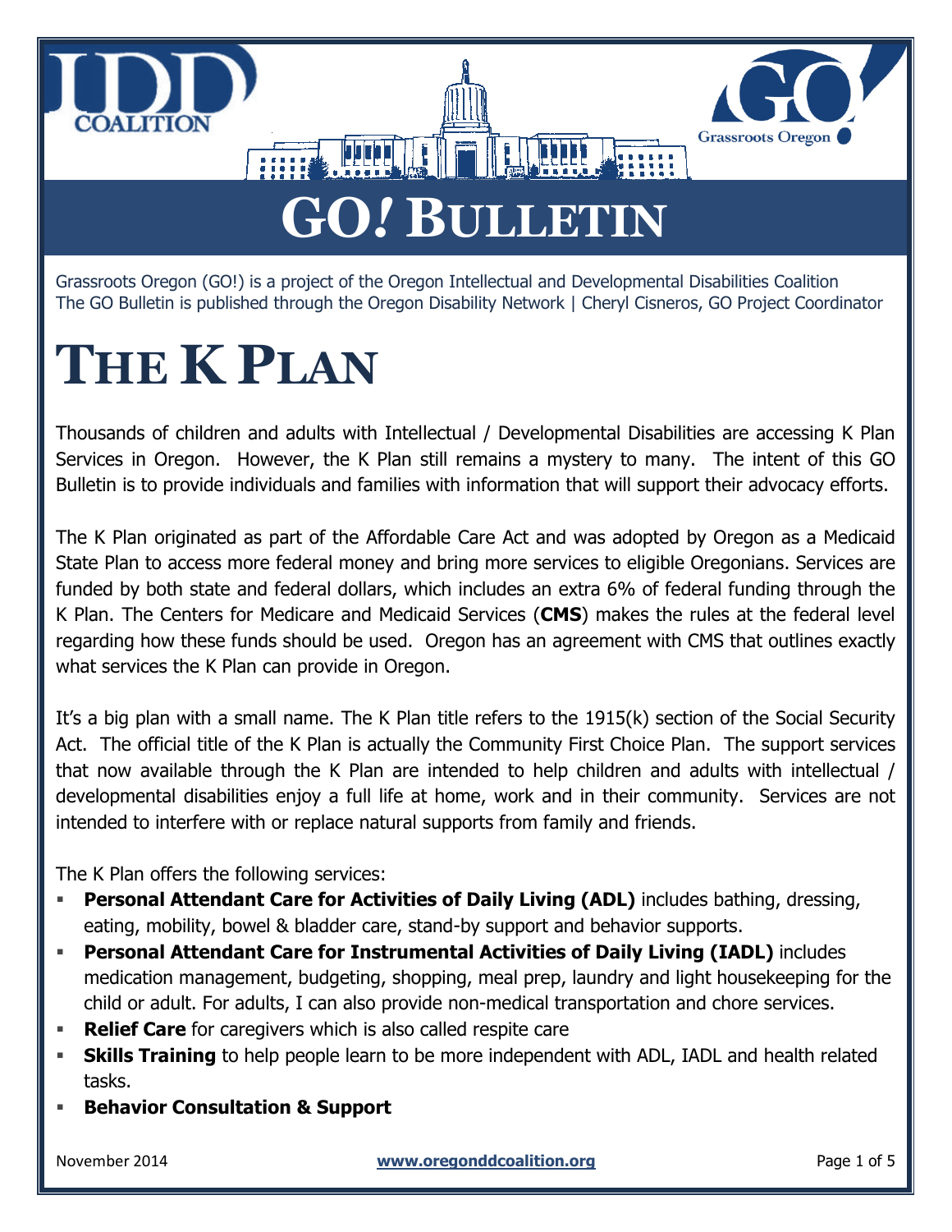# GO! BULLETIN

Grassroots Oregon (GO!) is a project of the Oregon Intellectual and Developmental Disabilities Coalition
The GO Bulletin is published through the Oregon Disability Network | Cheryl Cisneros, GO Project Coordinator

# THE K PLAN

Thousands of children and adults with Intellectual / Developmental Disabilities are accessing K Plan Services in Oregon. However, the K Plan still remains a mystery to many. The intent of this GO Bulletin is to provide individuals and families with information that will support their advocacy efforts.

The K Plan originated as part of the Affordable Care Act and was adopted by Oregon as a Medicaid State Plan to access more federal money and bring more services to eligible Oregonians. Services are funded by both state and federal dollars, which includes an extra 6% of federal funding through the K Plan. The Centers for Medicare and Medicaid Services (**CMS**) makes the rules at the federal level regarding how these funds should be used. Oregon has an agreement with CMS that outlines exactly what services the K Plan can provide in Oregon.

It's a big plan with a small name. The K Plan title refers to the 1915(k) section of the Social Security Act. The official title of the K Plan is actually the Community First Choice Plan. The support services that now available through the K Plan are intended to help children and adults with intellectual / developmental disabilities enjoy a full life at home, work and in their community. Services are not intended to interfere with or replace natural supports from family and friends.

The K Plan offers the following services:

- **Personal Attendant Care for Activities of Daily Living (ADL)** includes bathing, dressing, eating, mobility, bowel & bladder care, stand-by support and behavior supports.
- **Personal Attendant Care for Instrumental Activities of Daily Living (IADL)** includes medication management, budgeting, shopping, meal prep, laundry and light housekeeping for the child or adult. For adults, I can also provide non-medical transportation and chore services.
- **Relief Care** for caregivers which is also called respite care
- **Skills Training** to help people learn to be more independent with ADL, IADL and health related tasks.
- **Behavior Consultation & Support**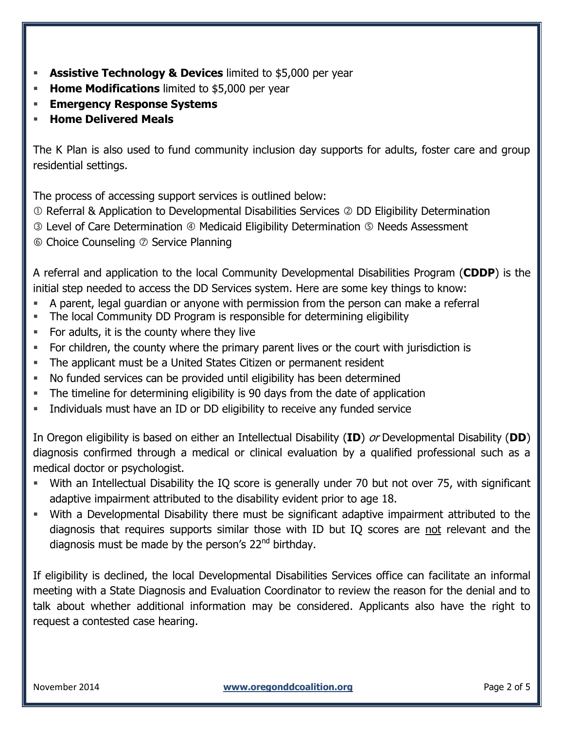- **Assistive Technology & Devices** limited to $5,000 per year
- **Home Modifications** limited to $5,000 per year
- **Emergency Response Systems**
- **Home Delivered Meals**

The K Plan is also used to fund community inclusion day supports for adults, foster care and group residential settings.

The process of accessing support services is outlined below:
① Referral & Application to Developmental Disabilities Services ② DD Eligibility Determination
③ Level of Care Determination ④ Medicaid Eligibility Determination ⑤ Needs Assessment
⑥ Choice Counseling ⑦ Service Planning

A referral and application to the local Community Developmental Disabilities Program (**CDDP**) is the initial step needed to access the DD Services system. Here are some key things to know:

- A parent, legal guardian or anyone with permission from the person can make a referral
- The local Community DD Program is responsible for determining eligibility
- For adults, it is the county where they live
- For children, the county where the primary parent lives or the court with jurisdiction is
- The applicant must be a United States Citizen or permanent resident
- No funded services can be provided until eligibility has been determined
- The timeline for determining eligibility is 90 days from the date of application
- Individuals must have an ID or DD eligibility to receive any funded service

In Oregon eligibility is based on either an Intellectual Disability (**ID**) *or* Developmental Disability (**DD**) diagnosis confirmed through a medical or clinical evaluation by a qualified professional such as a medical doctor or psychologist.

- With an Intellectual Disability the IQ score is generally under 70 but not over 75, with significant adaptive impairment attributed to the disability evident prior to age 18.
- With a Developmental Disability there must be significant adaptive impairment attributed to the diagnosis that requires supports similar those with ID but IQ scores are not relevant and the diagnosis must be made by the person's 22nd birthday.

If eligibility is declined, the local Developmental Disabilities Services office can facilitate an informal meeting with a State Diagnosis and Evaluation Coordinator to review the reason for the denial and to talk about whether additional information may be considered. Applicants also have the right to request a contested case hearing.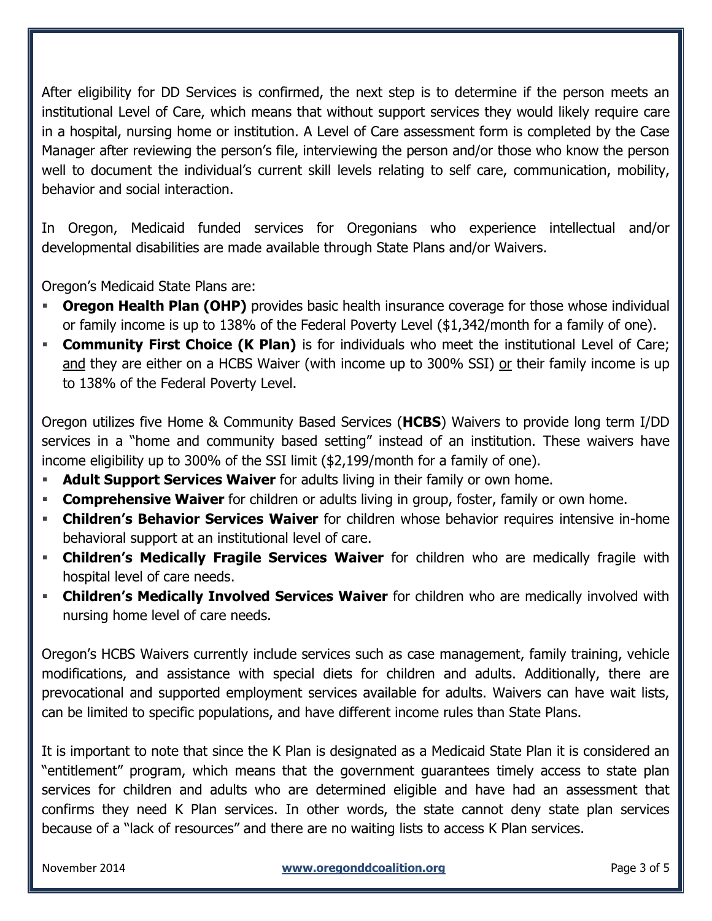After eligibility for DD Services is confirmed, the next step is to determine if the person meets an institutional Level of Care, which means that without support services they would likely require care in a hospital, nursing home or institution. A Level of Care assessment form is completed by the Case Manager after reviewing the person's file, interviewing the person and/or those who know the person well to document the individual's current skill levels relating to self care, communication, mobility, behavior and social interaction.

In Oregon, Medicaid funded services for Oregonians who experience intellectual and/or developmental disabilities are made available through State Plans and/or Waivers.

Oregon's Medicaid State Plans are:

- **Oregon Health Plan (OHP)** provides basic health insurance coverage for those whose individual or family income is up to 138% of the Federal Poverty Level ($1,342/month for a family of one).
- **Community First Choice (K Plan)** is for individuals who meet the institutional Level of Care; <u>and</u> they are either on a HCBS Waiver (with income up to 300% SSI) <u>or</u> their family income is up to 138% of the Federal Poverty Level.

Oregon utilizes five Home & Community Based Services (**HCBS**) Waivers to provide long term I/DD services in a "home and community based setting" instead of an institution. These waivers have income eligibility up to 300% of the SSI limit ($2,199/month for a family of one).

- **Adult Support Services Waiver** for adults living in their family or own home.
- **Comprehensive Waiver** for children or adults living in group, foster, family or own home.
- **Children's Behavior Services Waiver** for children whose behavior requires intensive in-home behavioral support at an institutional level of care.
- **Children's Medically Fragile Services Waiver** for children who are medically fragile with hospital level of care needs.
- **Children's Medically Involved Services Waiver** for children who are medically involved with nursing home level of care needs.

Oregon's HCBS Waivers currently include services such as case management, family training, vehicle modifications, and assistance with special diets for children and adults. Additionally, there are prevocational and supported employment services available for adults. Waivers can have wait lists, can be limited to specific populations, and have different income rules than State Plans.

It is important to note that since the K Plan is designated as a Medicaid State Plan it is considered an "entitlement" program, which means that the government guarantees timely access to state plan services for children and adults who are determined eligible and have had an assessment that confirms they need K Plan services. In other words, the state cannot deny state plan services because of a "lack of resources" and there are no waiting lists to access K Plan services.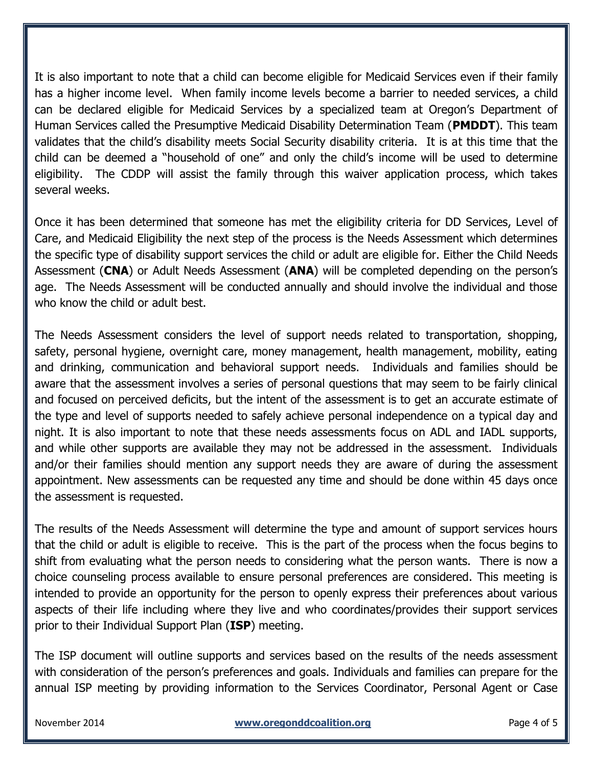It is also important to note that a child can become eligible for Medicaid Services even if their family has a higher income level. When family income levels become a barrier to needed services, a child can be declared eligible for Medicaid Services by a specialized team at Oregon's Department of Human Services called the Presumptive Medicaid Disability Determination Team (**PMDDT**). This team validates that the child's disability meets Social Security disability criteria. It is at this time that the child can be deemed a "household of one" and only the child's income will be used to determine eligibility. The CDDP will assist the family through this waiver application process, which takes several weeks.

Once it has been determined that someone has met the eligibility criteria for DD Services, Level of Care, and Medicaid Eligibility the next step of the process is the Needs Assessment which determines the specific type of disability support services the child or adult are eligible for. Either the Child Needs Assessment (**CNA**) or Adult Needs Assessment (**ANA**) will be completed depending on the person's age. The Needs Assessment will be conducted annually and should involve the individual and those who know the child or adult best.

The Needs Assessment considers the level of support needs related to transportation, shopping, safety, personal hygiene, overnight care, money management, health management, mobility, eating and drinking, communication and behavioral support needs. Individuals and families should be aware that the assessment involves a series of personal questions that may seem to be fairly clinical and focused on perceived deficits, but the intent of the assessment is to get an accurate estimate of the type and level of supports needed to safely achieve personal independence on a typical day and night. It is also important to note that these needs assessments focus on ADL and IADL supports, and while other supports are available they may not be addressed in the assessment. Individuals and/or their families should mention any support needs they are aware of during the assessment appointment. New assessments can be requested any time and should be done within 45 days once the assessment is requested.

The results of the Needs Assessment will determine the type and amount of support services hours that the child or adult is eligible to receive. This is the part of the process when the focus begins to shift from evaluating what the person needs to considering what the person wants. There is now a choice counseling process available to ensure personal preferences are considered. This meeting is intended to provide an opportunity for the person to openly express their preferences about various aspects of their life including where they live and who coordinates/provides their support services prior to their Individual Support Plan (**ISP**) meeting.

The ISP document will outline supports and services based on the results of the needs assessment with consideration of the person's preferences and goals. Individuals and families can prepare for the annual ISP meeting by providing information to the Services Coordinator, Personal Agent or Case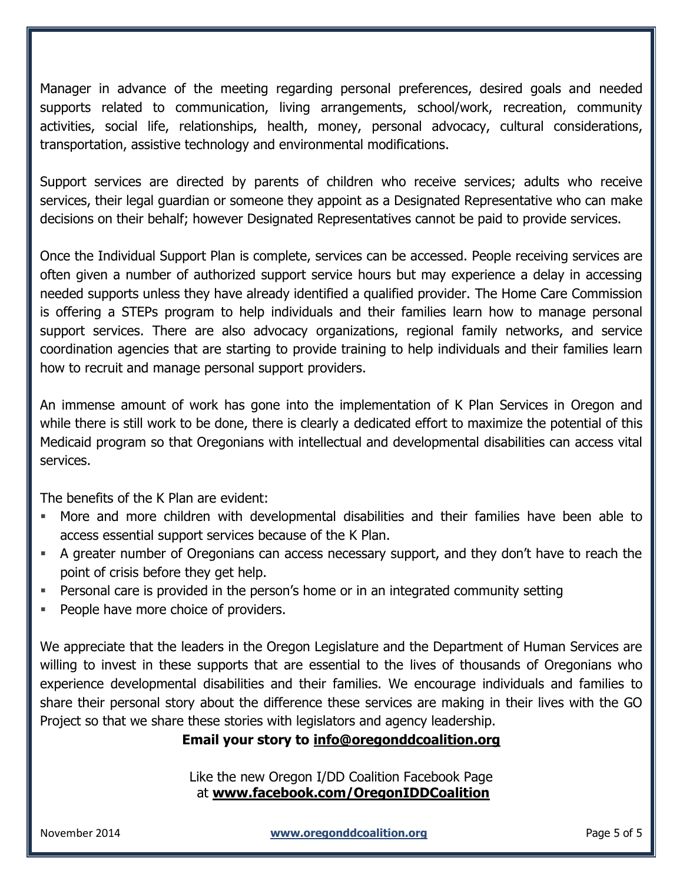Manager in advance of the meeting regarding personal preferences, desired goals and needed supports related to communication, living arrangements, school/work, recreation, community activities, social life, relationships, health, money, personal advocacy, cultural considerations, transportation, assistive technology and environmental modifications.

Support services are directed by parents of children who receive services; adults who receive services, their legal guardian or someone they appoint as a Designated Representative who can make decisions on their behalf; however Designated Representatives cannot be paid to provide services.

Once the Individual Support Plan is complete, services can be accessed. People receiving services are often given a number of authorized support service hours but may experience a delay in accessing needed supports unless they have already identified a qualified provider. The Home Care Commission is offering a STEPs program to help individuals and their families learn how to manage personal support services. There are also advocacy organizations, regional family networks, and service coordination agencies that are starting to provide training to help individuals and their families learn how to recruit and manage personal support providers.

An immense amount of work has gone into the implementation of K Plan Services in Oregon and while there is still work to be done, there is clearly a dedicated effort to maximize the potential of this Medicaid program so that Oregonians with intellectual and developmental disabilities can access vital services.

The benefits of the K Plan are evident:

- More and more children with developmental disabilities and their families have been able to access essential support services because of the K Plan.
- A greater number of Oregonians can access necessary support, and they don't have to reach the point of crisis before they get help.
- Personal care is provided in the person's home or in an integrated community setting
- People have more choice of providers.

We appreciate that the leaders in the Oregon Legislature and the Department of Human Services are willing to invest in these supports that are essential to the lives of thousands of Oregonians who experience developmental disabilities and their families. We encourage individuals and families to share their personal story about the difference these services are making in their lives with the GO Project so that we share these stories with legislators and agency leadership.

**Email your story to info@oregonddcoalition.org**

Like the new Oregon I/DD Coalition Facebook Page at **www.facebook.com/OregonIDDCoalition**

November 2014 **www.oregonddcoalition.org**